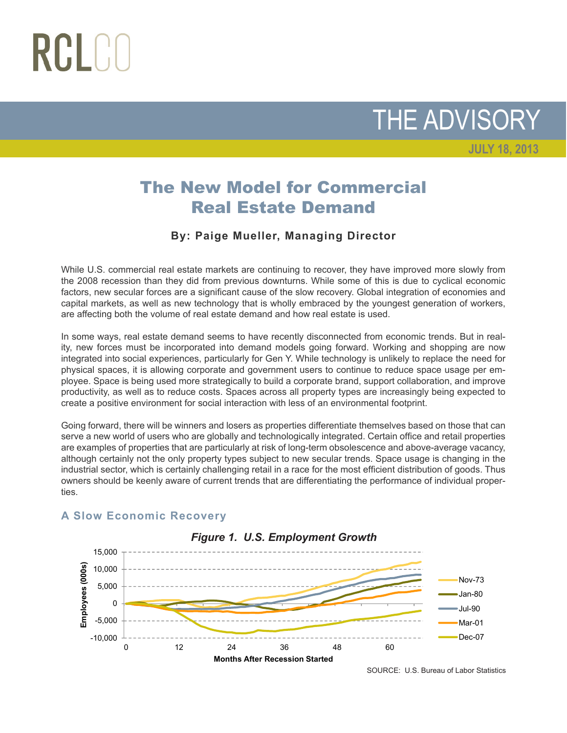# The New Model for Commercial Real Estate Demand

**By: Paige Mueller, Managing Director**

While U.S. commercial real estate markets are continuing to recover, they have improved more slowly from the 2008 recession than they did from previous downturns. While some of this is due to cyclical economic factors, new secular forces are a significant cause of the slow recovery. Global integration of economies and capital markets, as well as new technology that is wholly embraced by the youngest generation of workers, are affecting both the volume of real estate demand and how real estate is used.

In some ways, real estate demand seems to have recently disconnected from economic trends. But in reality, new forces must be incorporated into demand models going forward. Working and shopping are now integrated into social experiences, particularly for Gen Y. While technology is unlikely to replace the need for physical spaces, it is allowing corporate and government users to continue to reduce space usage per employee. Space is being used more strategically to build a corporate brand, support collaboration, and improve productivity, as well as to reduce costs. Spaces across all property types are increasingly being expected to create a positive environment for social interaction with less of an environmental footprint.

Going forward, there will be winners and losers as properties differentiate themselves based on those that can serve a new world of users who are globally and technologically integrated. Certain office and retail properties are examples of properties that are particularly at risk of long-term obsolescence and above-average vacancy, although certainly not the only property types subject to new secular trends. Space usage is changing in the industrial sector, which is certainly challenging retail in a race for the most efficient distribution of goods. Thus owners should be keenly aware of current trends that are differentiating the performance of individual properties.

## A Slow Economic Recovery

*Figure 1. U.S. Employment Growth*

SOURCE: U.S. Bureau of Labor Statistics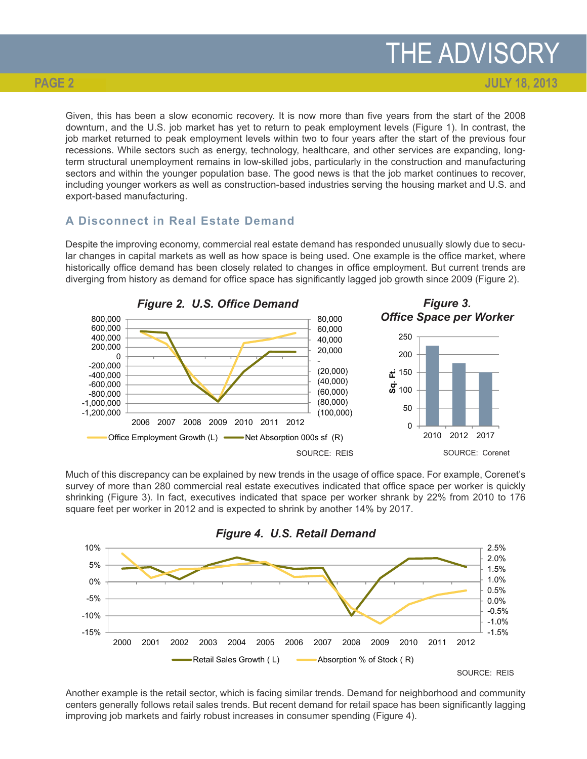Given, this has been a slow economic recovery. It is now more than five years from the start of the 2008 downturn, and the U.S. job market has yet to return to peak employment levels (Figure 1). In contrast, the job market returned to peak employment levels within two to four years after the start of the previous four recessions. While sectors such as energy, technology, healthcare, and other services are expanding, long-term structural unemployment remains in low-skilled jobs, particularly in the construction and manufacturing sectors and within the younger population base. The good news is that the job market continues to recover, including younger workers as well as construction-based industries serving the housing market and U.S. and export-based manufacturing.

## A Disconnect in Real Estate Demand

Despite the improving economy, commercial real estate demand has responded unusually slowly due to secular changes in capital markets as well as how space is being used. One example is the office market, where historically office demand has been closely related to changes in office employment. But current trends are diverging from history as demand for office space has significantly lagged job growth since 2009 (Figure 2).

***Figure 2. U.S. Office Demand***

Office Employment Growth (L) — Net Absorption 000s sf (R)

SOURCE: REIS

***Figure 3. Office Space per Worker***

SOURCE: Corenet

Much of this discrepancy can be explained by new trends in the usage of office space. For example, Corenet's survey of more than 280 commercial real estate executives indicated that office space per worker is quickly shrinking (Figure 3). In fact, executives indicated that space per worker shrank by 22% from 2010 to 176 square feet per worker in 2012 and is expected to shrink by another 14% by 2017.

***Figure 4. U.S. Retail Demand***

Retail Sales Growth ( L) — Absorption % of Stock ( R)

SOURCE: REIS

Another example is the retail sector, which is facing similar trends. Demand for neighborhood and community centers generally follows retail sales trends. But recent demand for retail space has been significantly lagging improving job markets and fairly robust increases in consumer spending (Figure 4).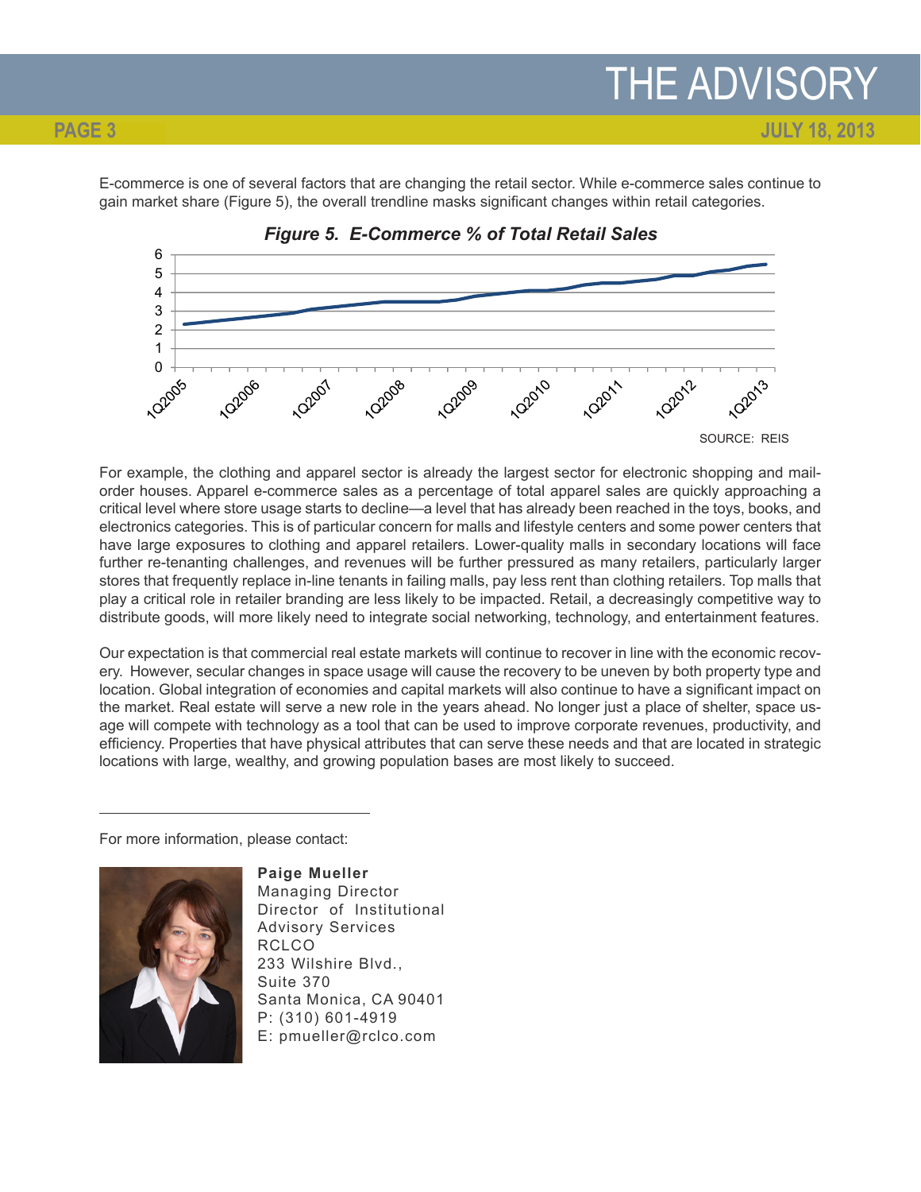E-commerce is one of several factors that are changing the retail sector. While e-commerce sales continue to gain market share (Figure 5), the overall trendline masks significant changes within retail categories.

***Figure 5. E-Commerce % of Total Retail Sales***

6
5
4
3
2
1
0

1Q2005 1Q2006 1Q2007 1Q2008 1Q2009 1Q2010 1Q2011 1Q2012 1Q2013

SOURCE: REIS

For example, the clothing and apparel sector is already the largest sector for electronic shopping and mail-order houses. Apparel e-commerce sales as a percentage of total apparel sales are quickly approaching a critical level where store usage starts to decline—a level that has already been reached in the toys, books, and electronics categories. This is of particular concern for malls and lifestyle centers and some power centers that have large exposures to clothing and apparel retailers. Lower-quality malls in secondary locations will face further re-tenanting challenges, and revenues will be further pressured as many retailers, particularly larger stores that frequently replace in-line tenants in failing malls, pay less rent than clothing retailers. Top malls that play a critical role in retailer branding are less likely to be impacted. Retail, a decreasingly competitive way to distribute goods, will more likely need to integrate social networking, technology, and entertainment features.

Our expectation is that commercial real estate markets will continue to recover in line with the economic recovery. However, secular changes in space usage will cause the recovery to be uneven by both property type and location. Global integration of economies and capital markets will also continue to have a significant impact on the market. Real estate will serve a new role in the years ahead. No longer just a place of shelter, space usage will compete with technology as a tool that can be used to improve corporate revenues, productivity, and efficiency. Properties that have physical attributes that can serve these needs and that are located in strategic locations with large, wealthy, and growing population bases are most likely to succeed.

---

For more information, please contact:

**Paige Mueller**
Managing Director
Director of Institutional Advisory Services
RCLCO
233 Wilshire Blvd., Suite 370
Santa Monica, CA 90401
P: (310) 601-4919
E: pmueller@rclco.com